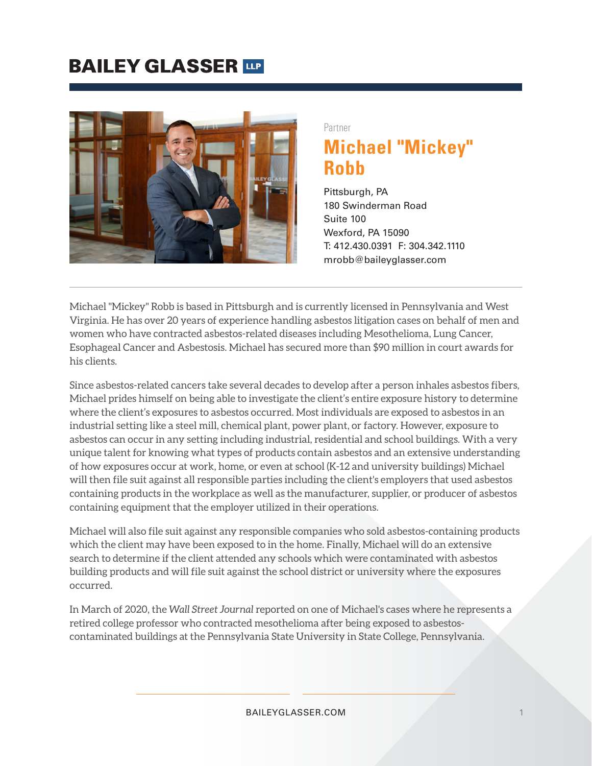# BAILEY GLASSER LLP

Partner

## Michael "Mickey" Robb

Pittsburgh, PA
180 Swinderman Road
Suite 100
Wexford, PA 15090
T: 412.430.0391 F: 304.342.1110
mrobb@baileyglasser.com

---

Michael "Mickey" Robb is based in Pittsburgh and is currently licensed in Pennsylvania and West Virginia. He has over 20 years of experience handling asbestos litigation cases on behalf of men and women who have contracted asbestos-related diseases including Mesothelioma, Lung Cancer, Esophageal Cancer and Asbestosis. Michael has secured more than $90 million in court awards for his clients.

Since asbestos-related cancers take several decades to develop after a person inhales asbestos fibers, Michael prides himself on being able to investigate the client's entire exposure history to determine where the client's exposures to asbestos occurred. Most individuals are exposed to asbestos in an industrial setting like a steel mill, chemical plant, power plant, or factory. However, exposure to asbestos can occur in any setting including industrial, residential and school buildings. With a very unique talent for knowing what types of products contain asbestos and an extensive understanding of how exposures occur at work, home, or even at school (K-12 and university buildings) Michael will then file suit against all responsible parties including the client's employers that used asbestos containing products in the workplace as well as the manufacturer, supplier, or producer of asbestos containing equipment that the employer utilized in their operations.

Michael will also file suit against any responsible companies who sold asbestos-containing products which the client may have been exposed to in the home. Finally, Michael will do an extensive search to determine if the client attended any schools which were contaminated with asbestos building products and will file suit against the school district or university where the exposures occurred.

In March of 2020, the *Wall Street Journal* reported on one of Michael's cases where he represents a retired college professor who contracted mesothelioma after being exposed to asbestos-contaminated buildings at the Pennsylvania State University in State College, Pennsylvania.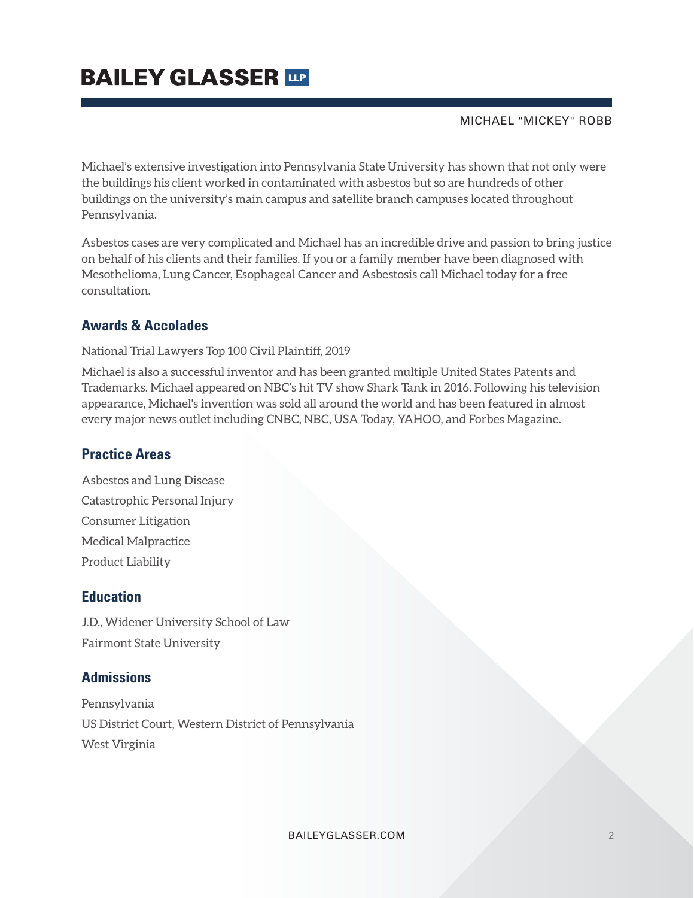Michael’s extensive investigation into Pennsylvania State University has shown that not only were the buildings his client worked in contaminated with asbestos but so are hundreds of other buildings on the university’s main campus and satellite branch campuses located throughout Pennsylvania.

Asbestos cases are very complicated and Michael has an incredible drive and passion to bring justice on behalf of his clients and their families. If you or a family member have been diagnosed with Mesothelioma, Lung Cancer, Esophageal Cancer and Asbestosis call Michael today for a free consultation.

## Awards & Accolades

National Trial Lawyers Top 100 Civil Plaintiff, 2019

Michael is also a successful inventor and has been granted multiple United States Patents and Trademarks. Michael appeared on NBC’s hit TV show Shark Tank in 2016. Following his television appearance, Michael's invention was sold all around the world and has been featured in almost every major news outlet including CNBC, NBC, USA Today, YAHOO, and Forbes Magazine.

## Practice Areas

Asbestos and Lung Disease

Catastrophic Personal Injury

Consumer Litigation

Medical Malpractice

Product Liability

## Education

J.D., Widener University School of Law

Fairmont State University

## Admissions

Pennsylvania

US District Court, Western District of Pennsylvania

West Virginia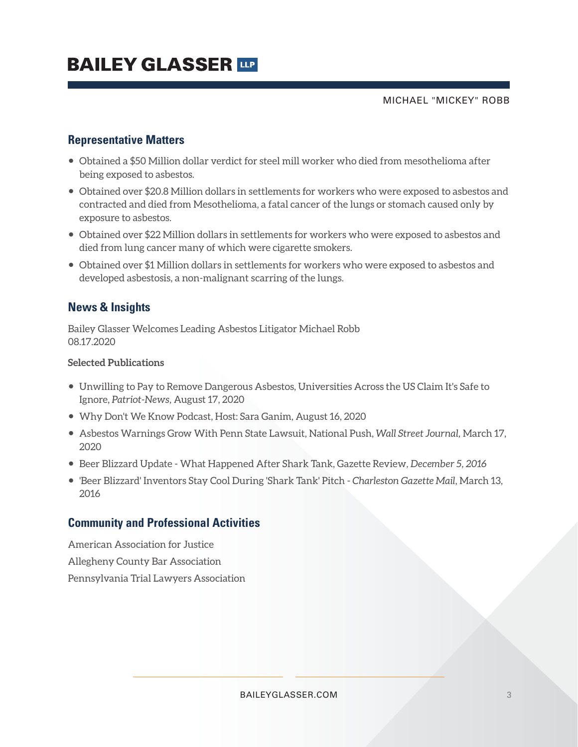## Representative Matters

- Obtained a $50 Million dollar verdict for steel mill worker who died from mesothelioma after being exposed to asbestos.
- Obtained over $20.8 Million dollars in settlements for workers who were exposed to asbestos and contracted and died from Mesothelioma, a fatal cancer of the lungs or stomach caused only by exposure to asbestos.
- Obtained over $22 Million dollars in settlements for workers who were exposed to asbestos and died from lung cancer many of which were cigarette smokers.
- Obtained over $1 Million dollars in settlements for workers who were exposed to asbestos and developed asbestosis, a non-malignant scarring of the lungs.

## News & Insights

Bailey Glasser Welcomes Leading Asbestos Litigator Michael Robb
08.17.2020

**Selected Publications**

- Unwilling to Pay to Remove Dangerous Asbestos, Universities Across the US Claim It's Safe to Ignore, *Patriot-News,* August 17, 2020
- Why Don't We Know Podcast, Host: Sara Ganim, August 16, 2020
- Asbestos Warnings Grow With Penn State Lawsuit, National Push, *Wall Street Journal,* March 17, 2020
- Beer Blizzard Update - What Happened After Shark Tank, Gazette Review, *December 5, 2016*
- 'Beer Blizzard' Inventors Stay Cool During 'Shark Tank' Pitch - *Charleston Gazette Mail*, March 13, 2016

## Community and Professional Activities

American Association for Justice

Allegheny County Bar Association

Pennsylvania Trial Lawyers Association